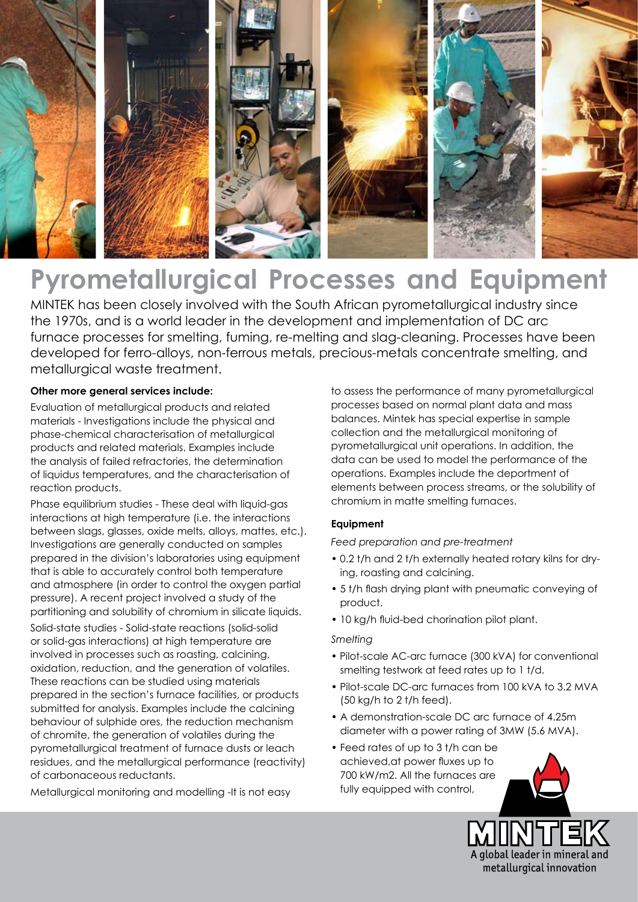# Pyrometallurgical Processes and Equipment

MINTEK has been closely involved with the South African pyrometallurgical industry since the 1970s, and is a world leader in the development and implementation of DC arc furnace processes for smelting, fuming, re-melting and slag-cleaning. Processes have been developed for ferro-alloys, non-ferrous metals, precious-metals concentrate smelting, and metallurgical waste treatment.

**Other more general services include:**

Evaluation of metallurgical products and related materials - Investigations include the physical and phase-chemical characterisation of metallurgical products and related materials. Examples include the analysis of failed refractories, the determination of liquidus temperatures, and the characterisation of reaction products.

Phase equilibrium studies - These deal with liquid-gas interactions at high temperature (i.e. the interactions between slags, glasses, oxide melts, alloys, mattes, etc.). Investigations are generally conducted on samples prepared in the division's laboratories using equipment that is able to accurately control both temperature and atmosphere (in order to control the oxygen partial pressure). A recent project involved a study of the partitioning and solubility of chromium in silicate liquids.

Solid-state studies - Solid-state reactions (solid-solid or solid-gas interactions) at high temperature are involved in processes such as roasting, calcining, oxidation, reduction, and the generation of volatiles. These reactions can be studied using materials prepared in the section's furnace facilities, or products submitted for analysis. Examples include the calcining behaviour of sulphide ores, the reduction mechanism of chromite, the generation of volatiles during the pyrometallurgical treatment of furnace dusts or leach residues, and the metallurgical performance (reactivity) of carbonaceous reductants.

Metallurgical monitoring and modelling -It is not easy to assess the performance of many pyrometallurgical processes based on normal plant data and mass balances. Mintek has special expertise in sample collection and the metallurgical monitoring of pyrometallurgical unit operations. In addition, the data can be used to model the performance of the operations. Examples include the deportment of elements between process streams, or the solubility of chromium in matte smelting furnaces.

**Equipment**

*Feed preparation and pre-treatment*

- 0.2 t/h and 2 t/h externally heated rotary kilns for drying, roasting and calcining.
- 5 t/h flash drying plant with pneumatic conveying of product.
- 10 kg/h fluid-bed chorination pilot plant.

*Smelting*

- Pilot-scale AC-arc furnace (300 kVA) for conventional smelting testwork at feed rates up to 1 t/d.
- Pilot-scale DC-arc furnaces from 100 kVA to 3.2 MVA (50 kg/h to 2 t/h feed).
- A demonstration-scale DC arc furnace of 4.25m diameter with a power rating of 3MW (5.6 MVA).
- Feed rates of up to 3 t/h can be achieved,at power fluxes up to 700 kW/m2. All the furnaces are fully equipped with control,

MINTEK

A global leader in mineral and metallurgical innovation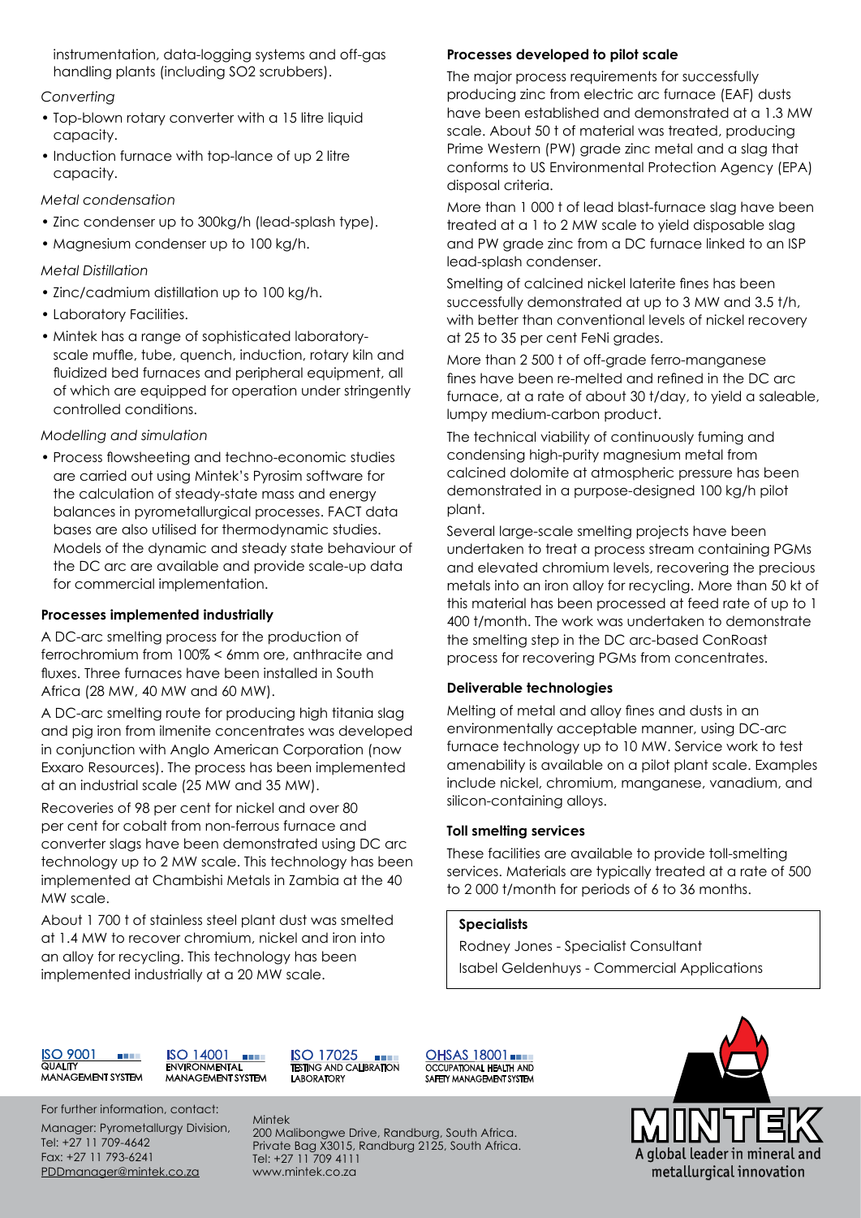instrumentation, data-logging systems and off-gas handling plants (including SO2 scrubbers).

*Converting*

- Top-blown rotary converter with a 15 litre liquid capacity.
- Induction furnace with top-lance of up 2 litre capacity.

*Metal condensation*

- Zinc condenser up to 300kg/h (lead-splash type).
- Magnesium condenser up to 100 kg/h.

*Metal Distillation*

- Zinc/cadmium distillation up to 100 kg/h.
- Laboratory Facilities.
- Mintek has a range of sophisticated laboratory-scale muffle, tube, quench, induction, rotary kiln and fluidized bed furnaces and peripheral equipment, all of which are equipped for operation under stringently controlled conditions.

*Modelling and simulation*

- Process flowsheeting and techno-economic studies are carried out using Mintek's Pyrosim software for the calculation of steady-state mass and energy balances in pyrometallurgical processes. FACT data bases are also utilised for thermodynamic studies. Models of the dynamic and steady state behaviour of the DC arc are available and provide scale-up data for commercial implementation.

**Processes implemented industrially**

A DC-arc smelting process for the production of ferrochromium from 100% < 6mm ore, anthracite and fluxes. Three furnaces have been installed in South Africa (28 MW, 40 MW and 60 MW).

A DC-arc smelting route for producing high titania slag and pig iron from ilmenite concentrates was developed in conjunction with Anglo American Corporation (now Exxaro Resources). The process has been implemented at an industrial scale (25 MW and 35 MW).

Recoveries of 98 per cent for nickel and over 80 per cent for cobalt from non-ferrous furnace and converter slags have been demonstrated using DC arc technology up to 2 MW scale. This technology has been implemented at Chambishi Metals in Zambia at the 40 MW scale.

About 1 700 t of stainless steel plant dust was smelted at 1.4 MW to recover chromium, nickel and iron into an alloy for recycling. This technology has been implemented industrially at a 20 MW scale.

**Processes developed to pilot scale**

The major process requirements for successfully producing zinc from electric arc furnace (EAF) dusts have been established and demonstrated at a 1.3 MW scale. About 50 t of material was treated, producing Prime Western (PW) grade zinc metal and a slag that conforms to US Environmental Protection Agency (EPA) disposal criteria.

More than 1 000 t of lead blast-furnace slag have been treated at a 1 to 2 MW scale to yield disposable slag and PW grade zinc from a DC furnace linked to an ISP lead-splash condenser.

Smelting of calcined nickel laterite fines has been successfully demonstrated at up to 3 MW and 3.5 t/h, with better than conventional levels of nickel recovery at 25 to 35 per cent FeNi grades.

More than 2 500 t of off-grade ferro-manganese fines have been re-melted and refined in the DC arc furnace, at a rate of about 30 t/day, to yield a saleable, lumpy medium-carbon product.

The technical viability of continuously fuming and condensing high-purity magnesium metal from calcined dolomite at atmospheric pressure has been demonstrated in a purpose-designed 100 kg/h pilot plant.

Several large-scale smelting projects have been undertaken to treat a process stream containing PGMs and elevated chromium levels, recovering the precious metals into an iron alloy for recycling. More than 50 kt of this material has been processed at feed rate of up to 1 400 t/month. The work was undertaken to demonstrate the smelting step in the DC arc-based ConRoast process for recovering PGMs from concentrates.

**Deliverable technologies**

Melting of metal and alloy fines and dusts in an environmentally acceptable manner, using DC-arc furnace technology up to 10 MW. Service work to test amenability is available on a pilot plant scale. Examples include nickel, chromium, manganese, vanadium, and silicon-containing alloys.

**Toll smelting services**

These facilities are available to provide toll-smelting services. Materials are typically treated at a rate of 500 to 2 000 t/month for periods of 6 to 36 months.

**Specialists**

Rodney Jones - Specialist Consultant

Isabel Geldenhuys - Commercial Applications

ISO 9001 QUALITY MANAGEMENT SYSTEM

ISO 14001 ENVIRONMENTAL MANAGEMENT SYSTEM

ISO 17025 TESTING AND CALIBRATION LABORATORY

OHSAS 18001 OCCUPATIONAL HEALTH AND SAFETY MANAGEMENT SYSTEM

For further information, contact:

Manager: Pyrometallurgy Division,
Tel: +27 11 709-4642
Fax: +27 11 793-6241
PDDmanager@mintek.co.za

Mintek
200 Malibongwe Drive, Randburg, South Africa.
Private Bag X3015, Randburg 2125, South Africa.
Tel: +27 11 709 4111
www.mintek.co.za

MINTEK
A global leader in mineral and metallurgical innovation